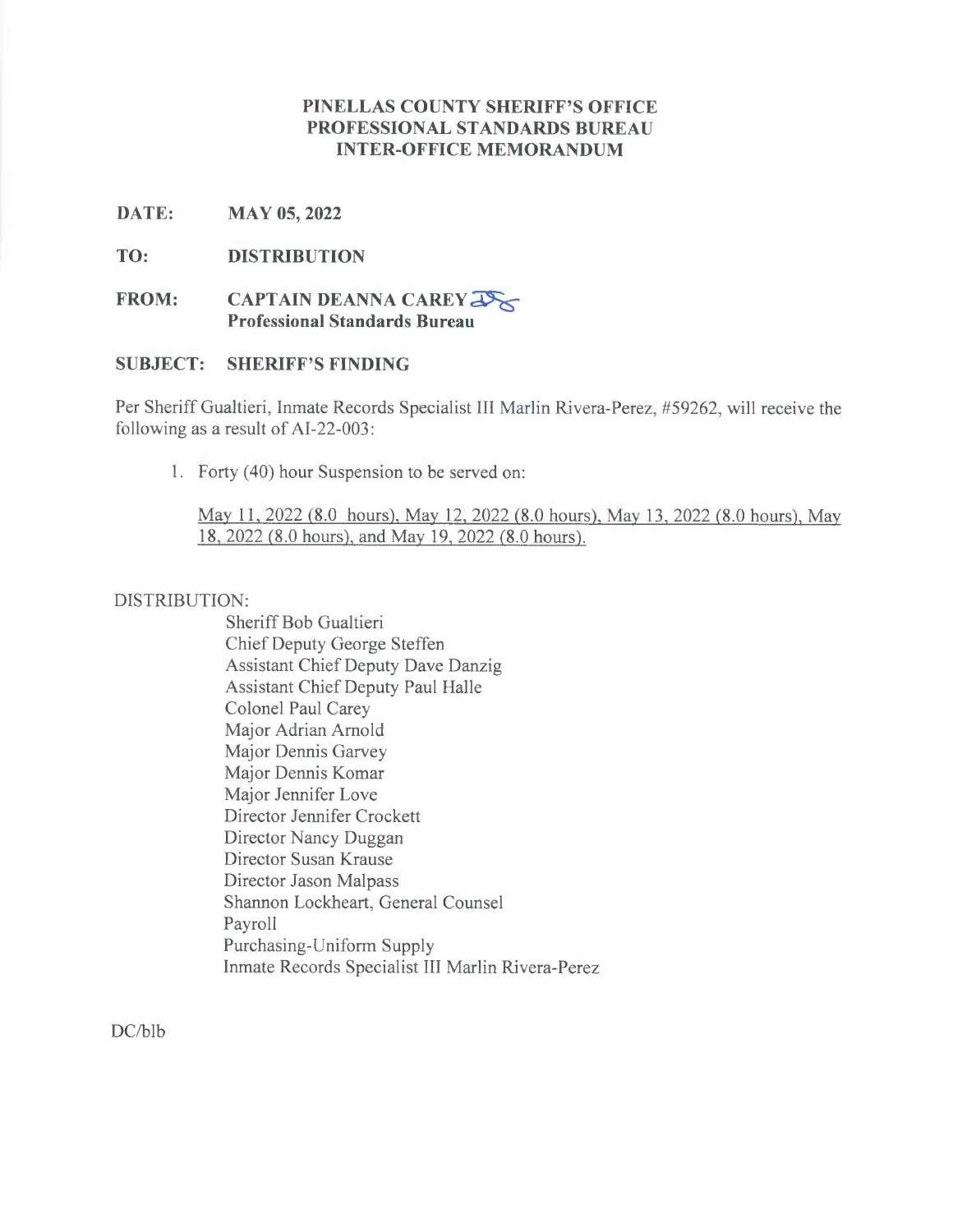**PINELLAS COUNTY SHERIFF'S OFFICE**
**PROFESSIONAL STANDARDS BUREAU**
**INTER-OFFICE MEMORANDUM**

**DATE:** **MAY 05, 2022**

**TO:** **DISTRIBUTION**

**FROM:** **CAPTAIN DEANNA CAREY**
**Professional Standards Bureau**

**SUBJECT: SHERIFF'S FINDING**

Per Sheriff Gualtieri, Inmate Records Specialist III Marlin Rivera-Perez, #59262, will receive the following as a result of AI-22-003:

1. Forty (40) hour Suspension to be served on:

   May 11, 2022 (8.0 hours), May 12, 2022 (8.0 hours), May 13, 2022 (8.0 hours), May 18, 2022 (8.0 hours), and May 19, 2022 (8.0 hours).

DISTRIBUTION:

Sheriff Bob Gualtieri
Chief Deputy George Steffen
Assistant Chief Deputy Dave Danzig
Assistant Chief Deputy Paul Halle
Colonel Paul Carey
Major Adrian Arnold
Major Dennis Garvey
Major Dennis Komar
Major Jennifer Love
Director Jennifer Crockett
Director Nancy Duggan
Director Susan Krause
Director Jason Malpass
Shannon Lockheart, General Counsel
Payroll
Purchasing-Uniform Supply
Inmate Records Specialist III Marlin Rivera-Perez

DC/blb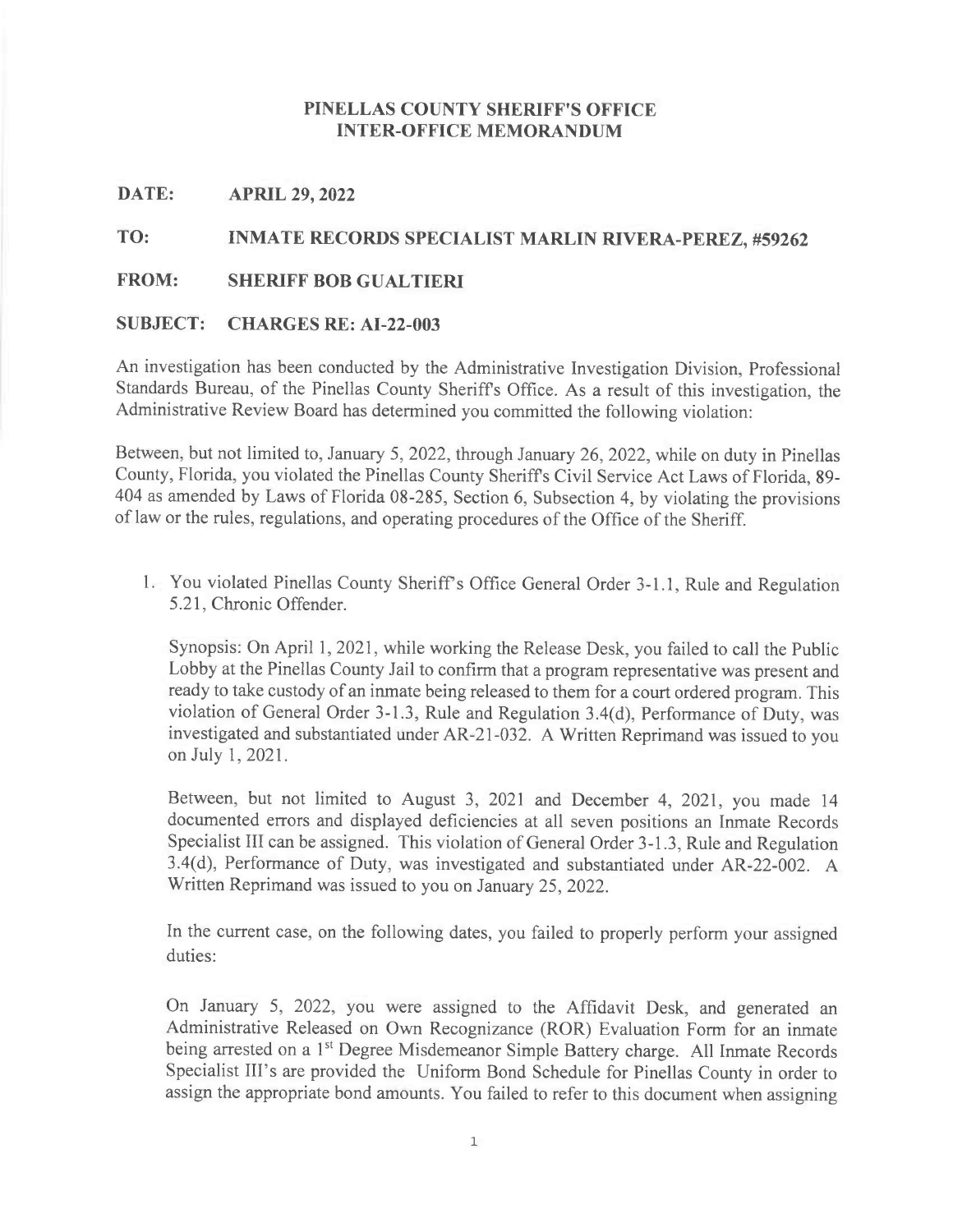**PINELLAS COUNTY SHERIFF'S OFFICE**
**INTER-OFFICE MEMORANDUM**

**DATE:** **APRIL 29, 2022**

**TO:** **INMATE RECORDS SPECIALIST MARLIN RIVERA-PEREZ, #59262**

**FROM:** **SHERIFF BOB GUALTIERI**

**SUBJECT:** **CHARGES RE: AI-22-003**

An investigation has been conducted by the Administrative Investigation Division, Professional Standards Bureau, of the Pinellas County Sheriff's Office. As a result of this investigation, the Administrative Review Board has determined you committed the following violation:

Between, but not limited to, January 5, 2022, through January 26, 2022, while on duty in Pinellas County, Florida, you violated the Pinellas County Sheriff's Civil Service Act Laws of Florida, 89-404 as amended by Laws of Florida 08-285, Section 6, Subsection 4, by violating the provisions of law or the rules, regulations, and operating procedures of the Office of the Sheriff.

1. You violated Pinellas County Sheriff's Office General Order 3-1.1, Rule and Regulation 5.21, Chronic Offender.

   Synopsis: On April 1, 2021, while working the Release Desk, you failed to call the Public Lobby at the Pinellas County Jail to confirm that a program representative was present and ready to take custody of an inmate being released to them for a court ordered program. This violation of General Order 3-1.3, Rule and Regulation 3.4(d), Performance of Duty, was investigated and substantiated under AR-21-032. A Written Reprimand was issued to you on July 1, 2021.

   Between, but not limited to August 3, 2021 and December 4, 2021, you made 14 documented errors and displayed deficiencies at all seven positions an Inmate Records Specialist III can be assigned. This violation of General Order 3-1.3, Rule and Regulation 3.4(d), Performance of Duty, was investigated and substantiated under AR-22-002. A Written Reprimand was issued to you on January 25, 2022.

   In the current case, on the following dates, you failed to properly perform your assigned duties:

   On January 5, 2022, you were assigned to the Affidavit Desk, and generated an Administrative Released on Own Recognizance (ROR) Evaluation Form for an inmate being arrested on a 1st Degree Misdemeanor Simple Battery charge. All Inmate Records Specialist III's are provided the Uniform Bond Schedule for Pinellas County in order to assign the appropriate bond amounts. You failed to refer to this document when assigning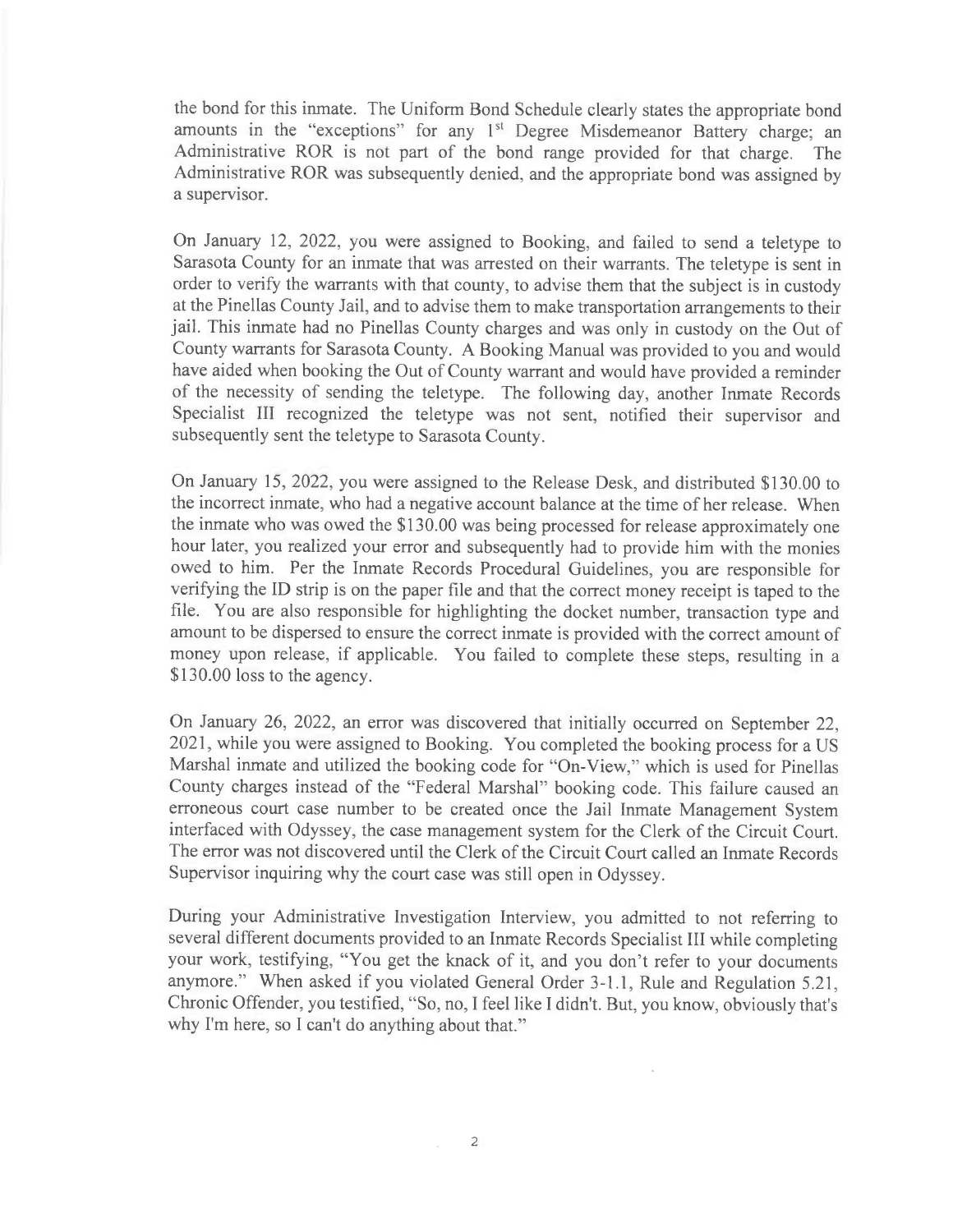the bond for this inmate. The Uniform Bond Schedule clearly states the appropriate bond amounts in the "exceptions" for any 1st Degree Misdemeanor Battery charge; an Administrative ROR is not part of the bond range provided for that charge. The Administrative ROR was subsequently denied, and the appropriate bond was assigned by a supervisor.

On January 12, 2022, you were assigned to Booking, and failed to send a teletype to Sarasota County for an inmate that was arrested on their warrants. The teletype is sent in order to verify the warrants with that county, to advise them that the subject is in custody at the Pinellas County Jail, and to advise them to make transportation arrangements to their jail. This inmate had no Pinellas County charges and was only in custody on the Out of County warrants for Sarasota County. A Booking Manual was provided to you and would have aided when booking the Out of County warrant and would have provided a reminder of the necessity of sending the teletype. The following day, another Inmate Records Specialist III recognized the teletype was not sent, notified their supervisor and subsequently sent the teletype to Sarasota County.

On January 15, 2022, you were assigned to the Release Desk, and distributed $130.00 to the incorrect inmate, who had a negative account balance at the time of her release. When the inmate who was owed the $130.00 was being processed for release approximately one hour later, you realized your error and subsequently had to provide him with the monies owed to him. Per the Inmate Records Procedural Guidelines, you are responsible for verifying the ID strip is on the paper file and that the correct money receipt is taped to the file. You are also responsible for highlighting the docket number, transaction type and amount to be dispersed to ensure the correct inmate is provided with the correct amount of money upon release, if applicable. You failed to complete these steps, resulting in a $130.00 loss to the agency.

On January 26, 2022, an error was discovered that initially occurred on September 22, 2021, while you were assigned to Booking. You completed the booking process for a US Marshal inmate and utilized the booking code for "On-View," which is used for Pinellas County charges instead of the "Federal Marshal" booking code. This failure caused an erroneous court case number to be created once the Jail Inmate Management System interfaced with Odyssey, the case management system for the Clerk of the Circuit Court. The error was not discovered until the Clerk of the Circuit Court called an Inmate Records Supervisor inquiring why the court case was still open in Odyssey.

During your Administrative Investigation Interview, you admitted to not referring to several different documents provided to an Inmate Records Specialist III while completing your work, testifying, "You get the knack of it, and you don't refer to your documents anymore." When asked if you violated General Order 3-1.1, Rule and Regulation 5.21, Chronic Offender, you testified, "So, no, I feel like I didn't. But, you know, obviously that's why I'm here, so I can't do anything about that."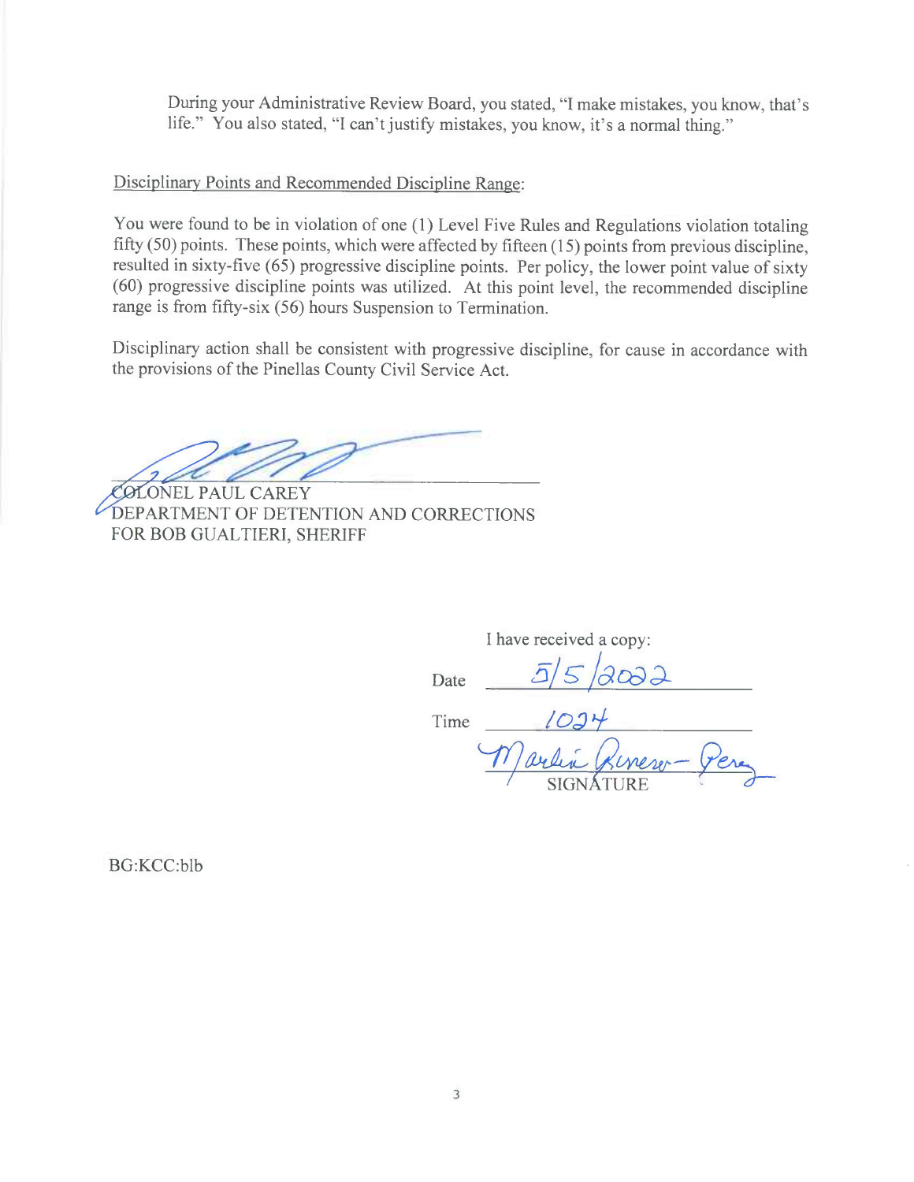During your Administrative Review Board, you stated, "I make mistakes, you know, that's life." You also stated, "I can't justify mistakes, you know, it's a normal thing."

Disciplinary Points and Recommended Discipline Range:

You were found to be in violation of one (1) Level Five Rules and Regulations violation totaling fifty (50) points. These points, which were affected by fifteen (15) points from previous discipline, resulted in sixty-five (65) progressive discipline points. Per policy, the lower point value of sixty (60) progressive discipline points was utilized. At this point level, the recommended discipline range is from fifty-six (56) hours Suspension to Termination.

Disciplinary action shall be consistent with progressive discipline, for cause in accordance with the provisions of the Pinellas County Civil Service Act.

COLONEL PAUL CAREY
DEPARTMENT OF DETENTION AND CORRECTIONS
FOR BOB GUALTIERI, SHERIFF

I have received a copy:

Date 5/5/2022

Time 1024

Marlin Romero-Perez
SIGNATURE

BG:KCC:blb